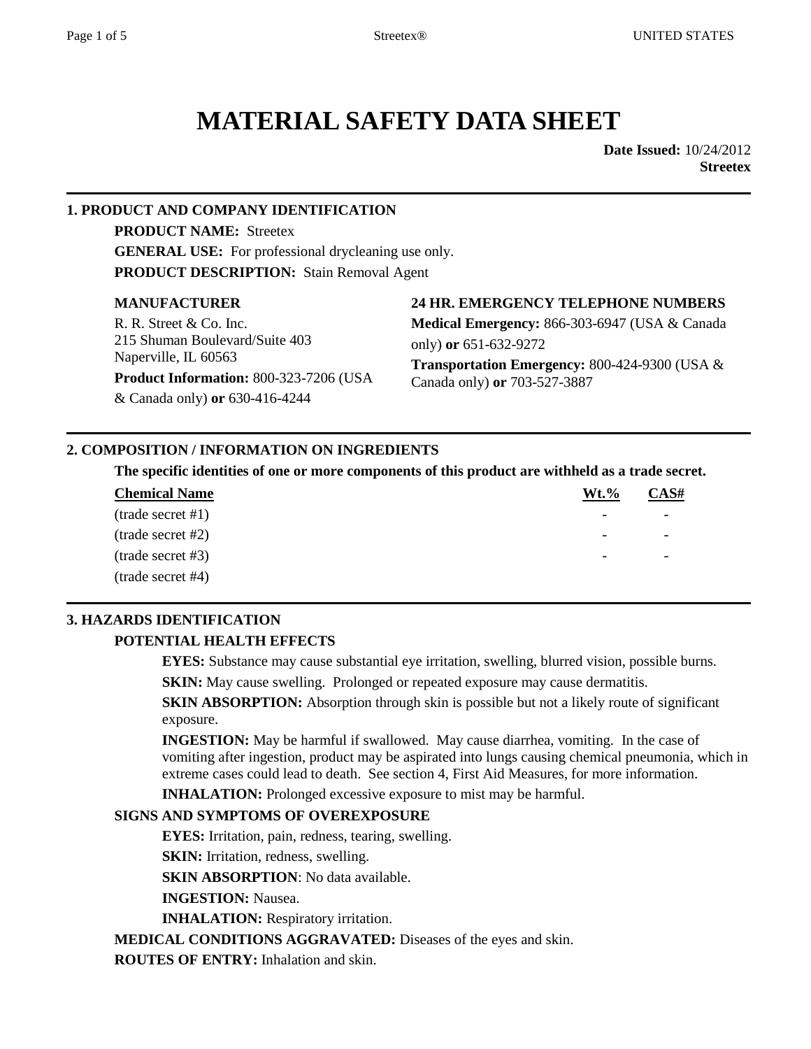# MATERIAL SAFETY DATA SHEET

**Date Issued:** 10/24/2012
**Streetex**

## 1. PRODUCT AND COMPANY IDENTIFICATION

**PRODUCT NAME:** Streetex

**GENERAL USE:** For professional drycleaning use only.

**PRODUCT DESCRIPTION:** Stain Removal Agent

**MANUFACTURER**

R. R. Street & Co. Inc.
215 Shuman Boulevard/Suite 403
Naperville, IL 60563

**Product Information:** 800-323-7206 (USA & Canada only) **or** 630-416-4244

**24 HR. EMERGENCY TELEPHONE NUMBERS**

**Medical Emergency:** 866-303-6947 (USA & Canada only) **or** 651-632-9272

**Transportation Emergency:** 800-424-9300 (USA & Canada only) **or** 703-527-3887

## 2. COMPOSITION / INFORMATION ON INGREDIENTS

**The specific identities of one or more components of this product are withheld as a trade secret.**

| Chemical Name | Wt.% | CAS# |
|---|---|---|
| (trade secret #1) | - | - |
| (trade secret #2) | - | - |
| (trade secret #3) | - | - |
| (trade secret #4) | | |

## 3. HAZARDS IDENTIFICATION

### POTENTIAL HEALTH EFFECTS

**EYES:** Substance may cause substantial eye irritation, swelling, blurred vision, possible burns.

**SKIN:** May cause swelling. Prolonged or repeated exposure may cause dermatitis.

**SKIN ABSORPTION:** Absorption through skin is possible but not a likely route of significant exposure.

**INGESTION:** May be harmful if swallowed. May cause diarrhea, vomiting. In the case of vomiting after ingestion, product may be aspirated into lungs causing chemical pneumonia, which in extreme cases could lead to death. See section 4, First Aid Measures, for more information.

**INHALATION:** Prolonged excessive exposure to mist may be harmful.

### SIGNS AND SYMPTOMS OF OVEREXPOSURE

**EYES:** Irritation, pain, redness, tearing, swelling.

**SKIN:** Irritation, redness, swelling.

**SKIN ABSORPTION**: No data available.

**INGESTION:** Nausea.

**INHALATION:** Respiratory irritation.

**MEDICAL CONDITIONS AGGRAVATED:** Diseases of the eyes and skin.

**ROUTES OF ENTRY:** Inhalation and skin.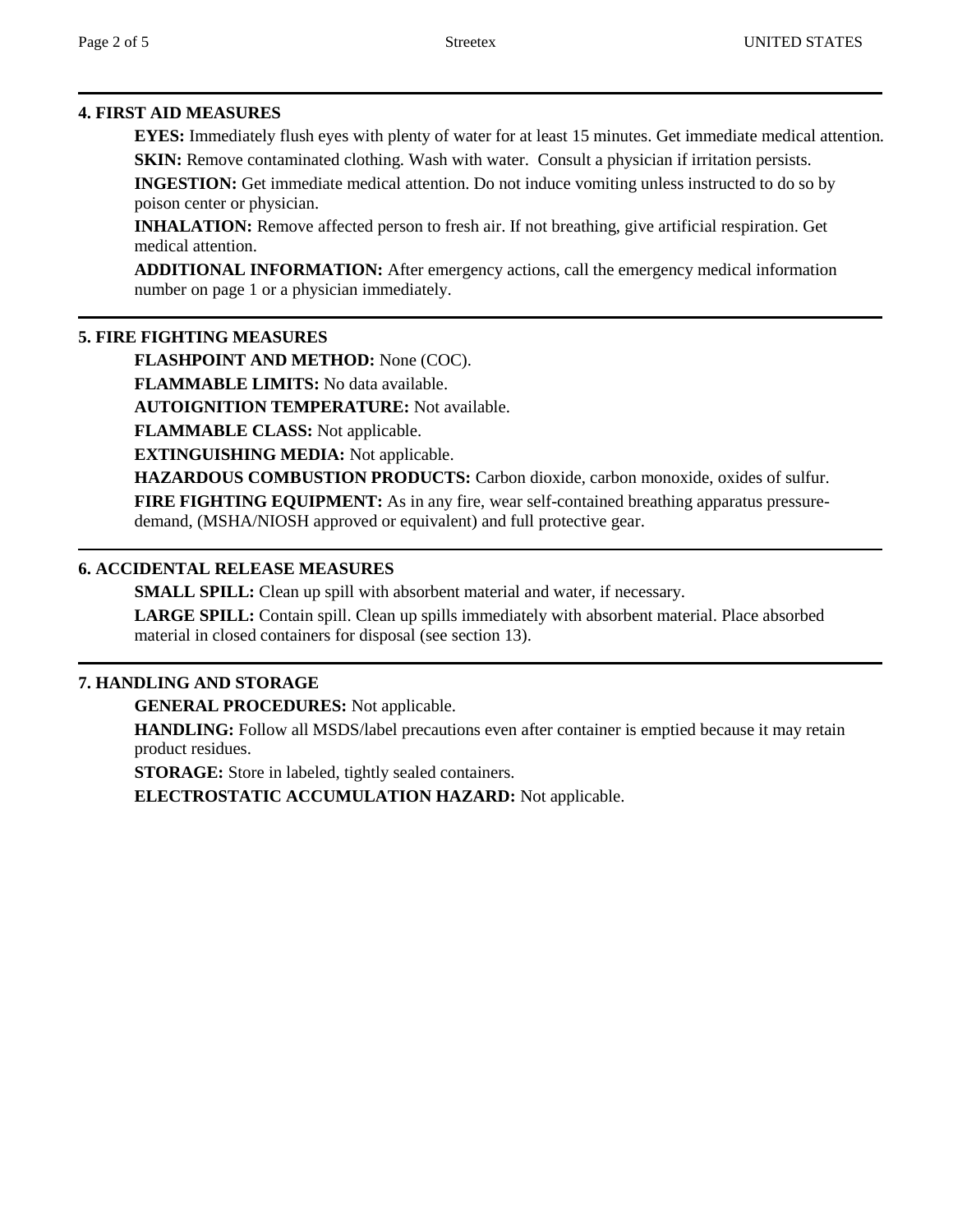## 4. FIRST AID MEASURES

**EYES:** Immediately flush eyes with plenty of water for at least 15 minutes. Get immediate medical attention.

**SKIN:** Remove contaminated clothing. Wash with water. Consult a physician if irritation persists.

**INGESTION:** Get immediate medical attention. Do not induce vomiting unless instructed to do so by poison center or physician.

**INHALATION:** Remove affected person to fresh air. If not breathing, give artificial respiration. Get medical attention.

**ADDITIONAL INFORMATION:** After emergency actions, call the emergency medical information number on page 1 or a physician immediately.

## 5. FIRE FIGHTING MEASURES

**FLASHPOINT AND METHOD:** None (COC).

**FLAMMABLE LIMITS:** No data available.

**AUTOIGNITION TEMPERATURE:** Not available.

**FLAMMABLE CLASS:** Not applicable.

**EXTINGUISHING MEDIA:** Not applicable.

**HAZARDOUS COMBUSTION PRODUCTS:** Carbon dioxide, carbon monoxide, oxides of sulfur.

**FIRE FIGHTING EQUIPMENT:** As in any fire, wear self-contained breathing apparatus pressure-demand, (MSHA/NIOSH approved or equivalent) and full protective gear.

## 6. ACCIDENTAL RELEASE MEASURES

**SMALL SPILL:** Clean up spill with absorbent material and water, if necessary.

**LARGE SPILL:** Contain spill. Clean up spills immediately with absorbent material. Place absorbed material in closed containers for disposal (see section 13).

## 7. HANDLING AND STORAGE

**GENERAL PROCEDURES:** Not applicable.

**HANDLING:** Follow all MSDS/label precautions even after container is emptied because it may retain product residues.

**STORAGE:** Store in labeled, tightly sealed containers.

**ELECTROSTATIC ACCUMULATION HAZARD:** Not applicable.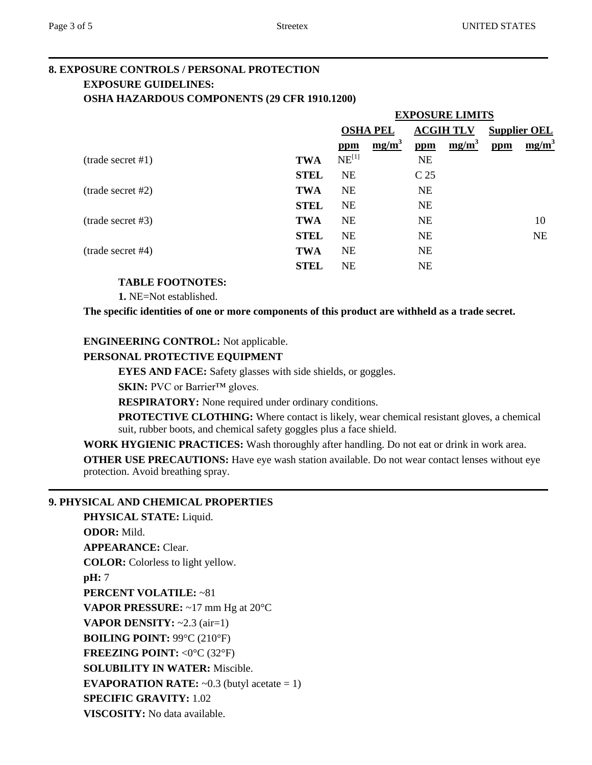## 8. EXPOSURE CONTROLS / PERSONAL PROTECTION

### EXPOSURE GUIDELINES:

### OSHA HAZARDOUS COMPONENTS (29 CFR 1910.1200)

| | | EXPOSURE LIMITS | | | | | |
|---|---|---|---|---|---|---|---|
| | | OSHA PEL | | ACGIH TLV | | Supplier OEL | |
| | | ppm | $mg/m^3$ | ppm | $mg/m^3$ | ppm | $mg/m^3$ |
| (trade secret #1) | TWA | NE[1] | | NE | | | |
| | STEL | NE | | C 25 | | | |
| (trade secret #2) | TWA | NE | | NE | | | |
| | STEL | NE | | NE | | | |
| (trade secret #3) | TWA | NE | | NE | | | 10 |
| | STEL | NE | | NE | | | NE |
| (trade secret #4) | TWA | NE | | NE | | | |
| | STEL | NE | | NE | | | |

**TABLE FOOTNOTES:**

**1.** NE=Not established.

**The specific identities of one or more components of this product are withheld as a trade secret.**

**ENGINEERING CONTROL:** Not applicable.

**PERSONAL PROTECTIVE EQUIPMENT**

**EYES AND FACE:** Safety glasses with side shields, or goggles.

**SKIN:** PVC or Barrier™ gloves.

**RESPIRATORY:** None required under ordinary conditions.

**PROTECTIVE CLOTHING:** Where contact is likely, wear chemical resistant gloves, a chemical suit, rubber boots, and chemical safety goggles plus a face shield.

**WORK HYGIENIC PRACTICES:** Wash thoroughly after handling. Do not eat or drink in work area.

**OTHER USE PRECAUTIONS:** Have eye wash station available. Do not wear contact lenses without eye protection. Avoid breathing spray.

## 9. PHYSICAL AND CHEMICAL PROPERTIES

**PHYSICAL STATE:** Liquid.

**ODOR:** Mild.

**APPEARANCE:** Clear.

**COLOR:** Colorless to light yellow.

**pH:** 7

**PERCENT VOLATILE:** ~81

**VAPOR PRESSURE:** ~17 mm Hg at 20°C

**VAPOR DENSITY:** ~2.3 (air=1)

**BOILING POINT:** 99°C (210°F)

**FREEZING POINT:** <0°C (32°F)

**SOLUBILITY IN WATER:** Miscible.

**EVAPORATION RATE:** ~0.3 (butyl acetate = 1)

**SPECIFIC GRAVITY:** 1.02

**VISCOSITY:** No data available.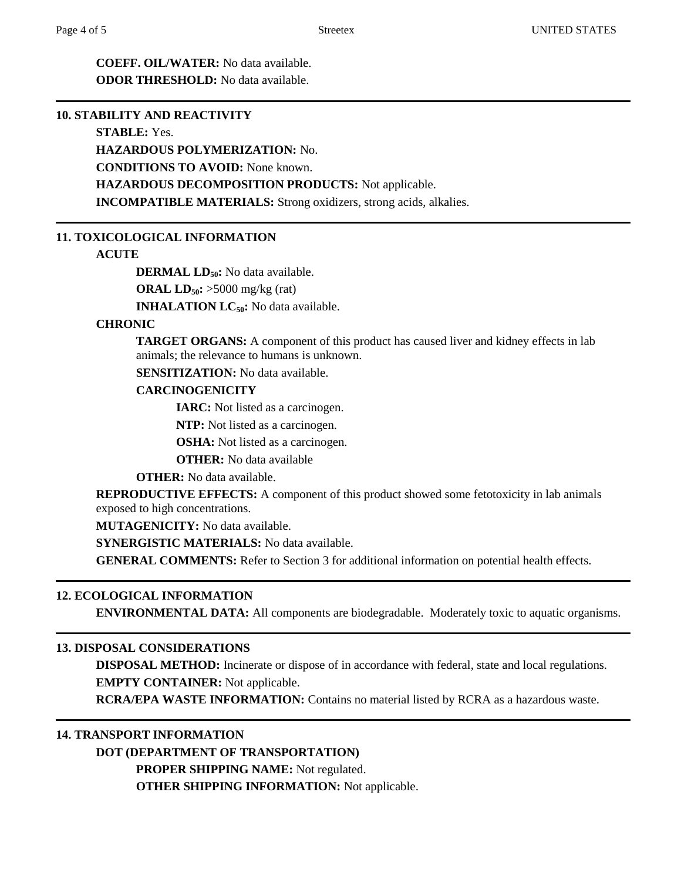**COEFF. OIL/WATER:** No data available.

**ODOR THRESHOLD:** No data available.

## 10. STABILITY AND REACTIVITY

**STABLE:** Yes.

**HAZARDOUS POLYMERIZATION:** No.

**CONDITIONS TO AVOID:** None known.

**HAZARDOUS DECOMPOSITION PRODUCTS:** Not applicable.

**INCOMPATIBLE MATERIALS:** Strong oxidizers, strong acids, alkalies.

## 11. TOXICOLOGICAL INFORMATION

**ACUTE**

**DERMAL $LD_{50}$:** No data available.

**ORAL $LD_{50}$:** >5000 mg/kg (rat)

**INHALATION $LC_{50}$:** No data available.

**CHRONIC**

**TARGET ORGANS:** A component of this product has caused liver and kidney effects in lab animals; the relevance to humans is unknown.

**SENSITIZATION:** No data available.

**CARCINOGENICITY**

**IARC:** Not listed as a carcinogen.

**NTP:** Not listed as a carcinogen.

**OSHA:** Not listed as a carcinogen.

**OTHER:** No data available

**OTHER:** No data available.

**REPRODUCTIVE EFFECTS:** A component of this product showed some fetotoxicity in lab animals exposed to high concentrations.

**MUTAGENICITY:** No data available.

**SYNERGISTIC MATERIALS:** No data available.

**GENERAL COMMENTS:** Refer to Section 3 for additional information on potential health effects.

## 12. ECOLOGICAL INFORMATION

**ENVIRONMENTAL DATA:** All components are biodegradable. Moderately toxic to aquatic organisms.

## 13. DISPOSAL CONSIDERATIONS

**DISPOSAL METHOD:** Incinerate or dispose of in accordance with federal, state and local regulations.

**EMPTY CONTAINER:** Not applicable.

**RCRA/EPA WASTE INFORMATION:** Contains no material listed by RCRA as a hazardous waste.

## 14. TRANSPORT INFORMATION

**DOT (DEPARTMENT OF TRANSPORTATION)**

**PROPER SHIPPING NAME:** Not regulated.

**OTHER SHIPPING INFORMATION:** Not applicable.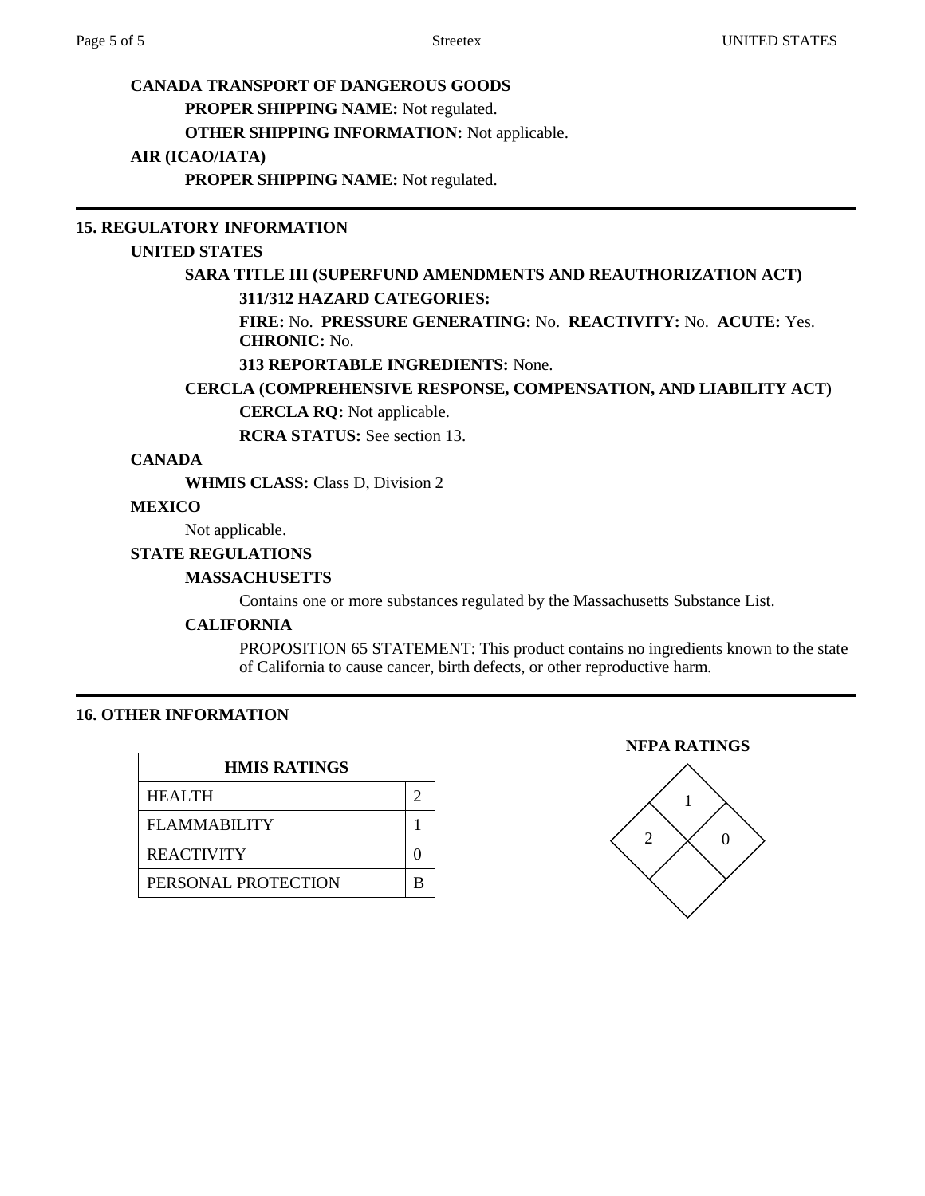**CANADA TRANSPORT OF DANGEROUS GOODS**

**PROPER SHIPPING NAME:** Not regulated.

**OTHER SHIPPING INFORMATION:** Not applicable.

**AIR (ICAO/IATA)**

**PROPER SHIPPING NAME:** Not regulated.

## 15. REGULATORY INFORMATION

**UNITED STATES**

**SARA TITLE III (SUPERFUND AMENDMENTS AND REAUTHORIZATION ACT)**

**311/312 HAZARD CATEGORIES:**

**FIRE:** No. **PRESSURE GENERATING:** No. **REACTIVITY:** No. **ACUTE:** Yes. **CHRONIC:** No.

**313 REPORTABLE INGREDIENTS:** None.

**CERCLA (COMPREHENSIVE RESPONSE, COMPENSATION, AND LIABILITY ACT)**

**CERCLA RQ:** Not applicable.

**RCRA STATUS:** See section 13.

**CANADA**

**WHMIS CLASS:** Class D, Division 2

**MEXICO**

Not applicable.

**STATE REGULATIONS**

**MASSACHUSETTS**

Contains one or more substances regulated by the Massachusetts Substance List.

**CALIFORNIA**

PROPOSITION 65 STATEMENT: This product contains no ingredients known to the state of California to cause cancer, birth defects, or other reproductive harm.

## 16. OTHER INFORMATION

| HMIS RATINGS | |
|---|---|
| HEALTH | 2 |
| FLAMMABILITY | 1 |
| REACTIVITY | 0 |
| PERSONAL PROTECTION | B |

**NFPA RATINGS**

1

2

0